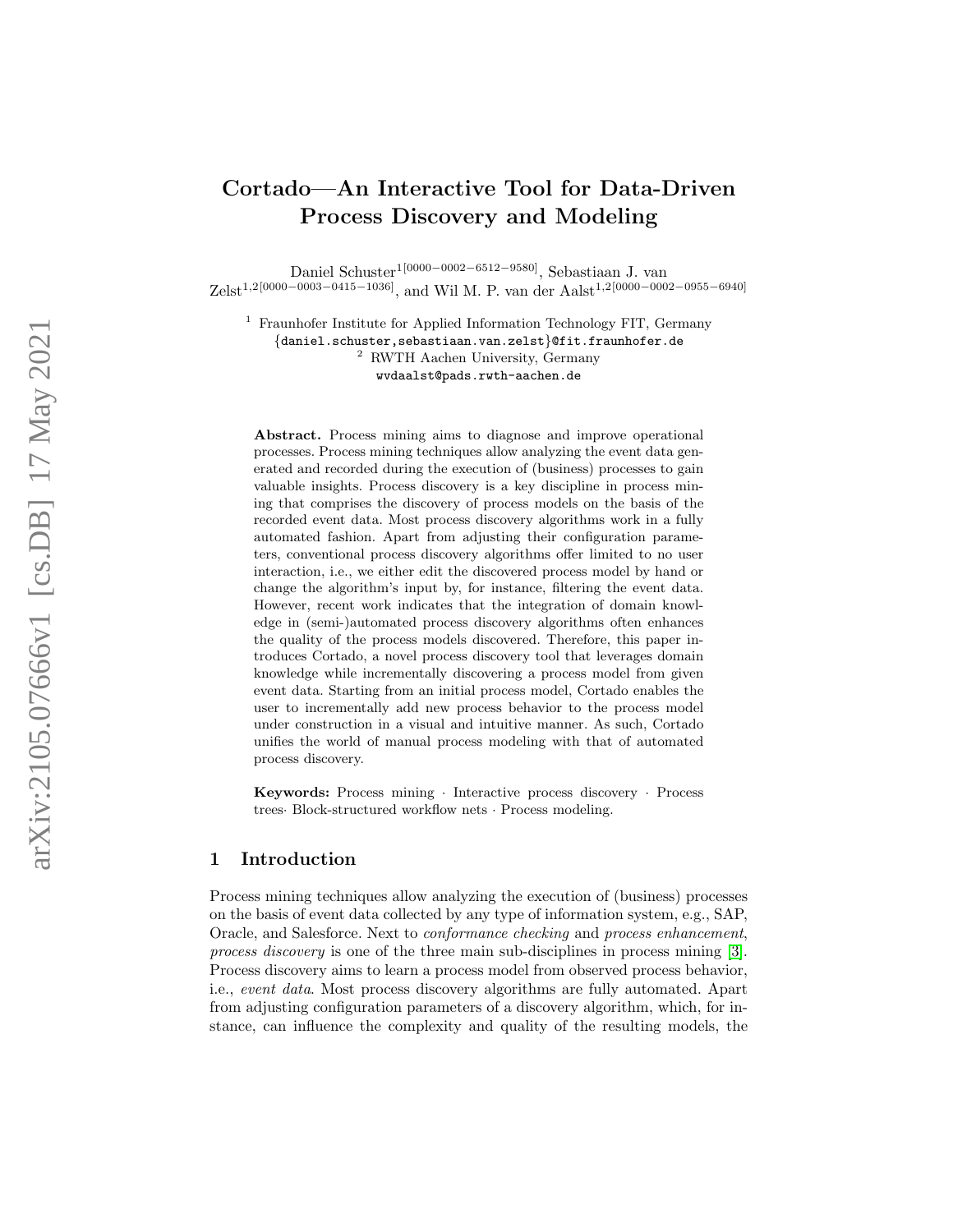# Cortado—An Interactive Tool for Data-Driven Process Discovery and Modeling

Daniel Schuster[1[0000−0002−6512−9580]], Sebastiaan J. van Zelst[1,2[0000−0003−0415−1036]], and Wil M. P. van der Aalst[1,2[0000−0002−0955−6940]]

[1] Fraunhofer Institute for Applied Information Technology FIT, Germany
{daniel.schuster,sebastiaan.van.zelst}@fit.fraunhofer.de
[2] RWTH Aachen University, Germany
wvdaalst@pads.rwth-aachen.de

**Abstract.** Process mining aims to diagnose and improve operational processes. Process mining techniques allow analyzing the event data generated and recorded during the execution of (business) processes to gain valuable insights. Process discovery is a key discipline in process mining that comprises the discovery of process models on the basis of the recorded event data. Most process discovery algorithms work in a fully automated fashion. Apart from adjusting their configuration parameters, conventional process discovery algorithms offer limited to no user interaction, i.e., we either edit the discovered process model by hand or change the algorithm's input by, for instance, filtering the event data. However, recent work indicates that the integration of domain knowledge in (semi-)automated process discovery algorithms often enhances the quality of the process models discovered. Therefore, this paper introduces Cortado, a novel process discovery tool that leverages domain knowledge while incrementally discovering a process model from given event data. Starting from an initial process model, Cortado enables the user to incrementally add new process behavior to the process model under construction in a visual and intuitive manner. As such, Cortado unifies the world of manual process modeling with that of automated process discovery.

**Keywords:** Process mining · Interactive process discovery · Process trees· Block-structured workflow nets · Process modeling.

## 1 Introduction

Process mining techniques allow analyzing the execution of (business) processes on the basis of event data collected by any type of information system, e.g., SAP, Oracle, and Salesforce. Next to *conformance checking* and *process enhancement*, *process discovery* is one of the three main sub-disciplines in process mining [3]. Process discovery aims to learn a process model from observed process behavior, i.e., *event data*. Most process discovery algorithms are fully automated. Apart from adjusting configuration parameters of a discovery algorithm, which, for instance, can influence the complexity and quality of the resulting models, the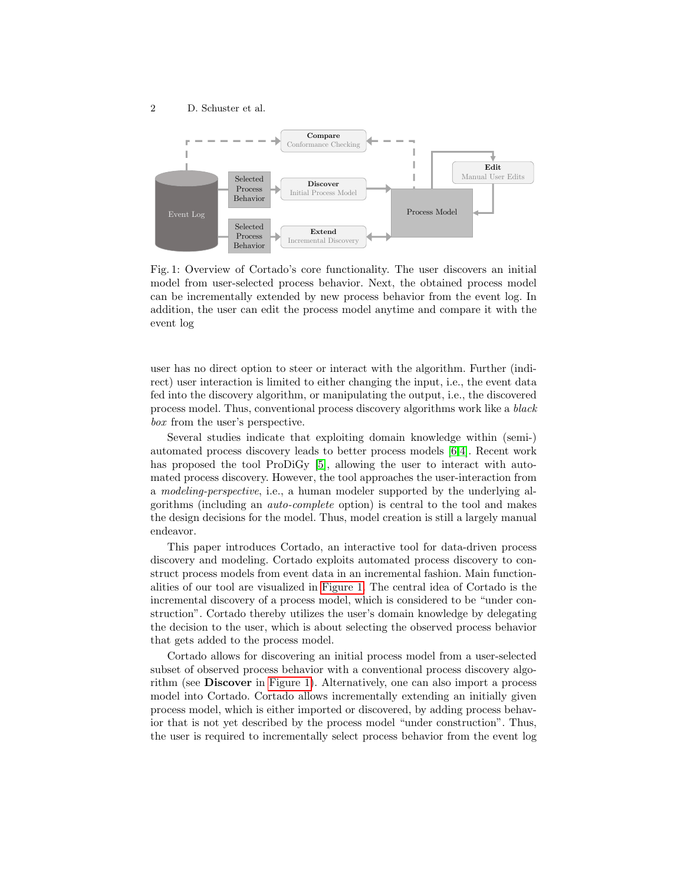Compare
Conformance Checking

Edit
Manual User Edits

Selected Process Behavior

Discover
Initial Process Model

Process Model

Event Log

Selected Process Behavior

Extend
Incremental Discovery

Fig. 1: Overview of Cortado's core functionality. The user discovers an initial model from user-selected process behavior. Next, the obtained process model can be incrementally extended by new process behavior from the event log. In addition, the user can edit the process model anytime and compare it with the event log

user has no direct option to steer or interact with the algorithm. Further (indirect) user interaction is limited to either changing the input, i.e., the event data fed into the discovery algorithm, or manipulating the output, i.e., the discovered process model. Thus, conventional process discovery algorithms work like a *black box* from the user's perspective.

Several studies indicate that exploiting domain knowledge within (semi-) automated process discovery leads to better process models [6,4]. Recent work has proposed the tool ProDiGy [5], allowing the user to interact with automated process discovery. However, the tool approaches the user-interaction from a *modeling-perspective*, i.e., a human modeler supported by the underlying algorithms (including an *auto-complete* option) is central to the tool and makes the design decisions for the model. Thus, model creation is still a largely manual endeavor.

This paper introduces Cortado, an interactive tool for data-driven process discovery and modeling. Cortado exploits automated process discovery to construct process models from event data in an incremental fashion. Main functionalities of our tool are visualized in Figure 1. The central idea of Cortado is the incremental discovery of a process model, which is considered to be "under construction". Cortado thereby utilizes the user's domain knowledge by delegating the decision to the user, which is about selecting the observed process behavior that gets added to the process model.

Cortado allows for discovering an initial process model from a user-selected subset of observed process behavior with a conventional process discovery algorithm (see **Discover** in Figure 1). Alternatively, one can also import a process model into Cortado. Cortado allows incrementally extending an initially given process model, which is either imported or discovered, by adding process behavior that is not yet described by the process model "under construction". Thus, the user is required to incrementally select process behavior from the event log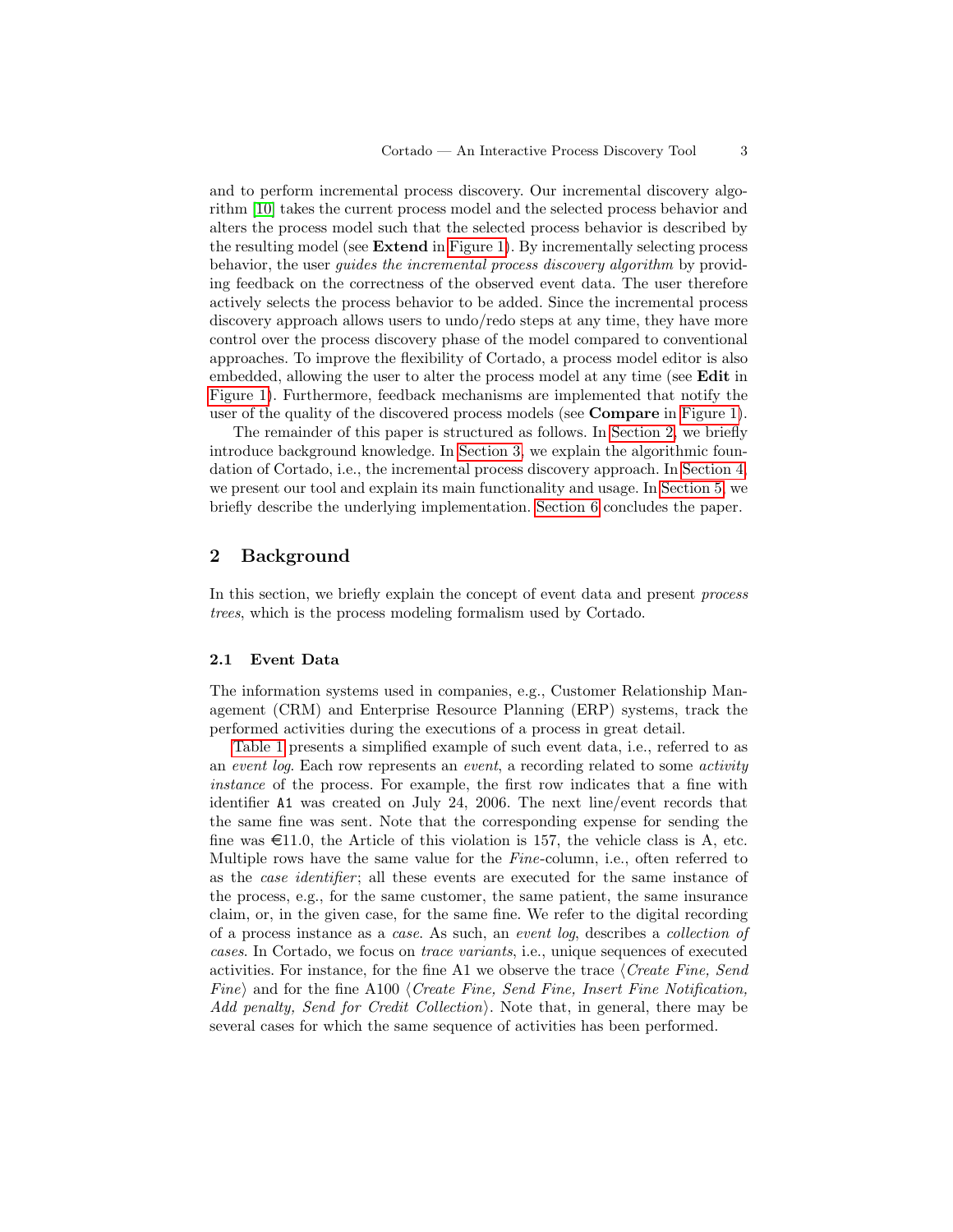and to perform incremental process discovery. Our incremental discovery algorithm [10] takes the current process model and the selected process behavior and alters the process model such that the selected process behavior is described by the resulting model (see **Extend** in Figure 1). By incrementally selecting process behavior, the user *guides the incremental process discovery algorithm* by providing feedback on the correctness of the observed event data. The user therefore actively selects the process behavior to be added. Since the incremental process discovery approach allows users to undo/redo steps at any time, they have more control over the process discovery phase of the model compared to conventional approaches. To improve the flexibility of Cortado, a process model editor is also embedded, allowing the user to alter the process model at any time (see **Edit** in Figure 1). Furthermore, feedback mechanisms are implemented that notify the user of the quality of the discovered process models (see **Compare** in Figure 1).

The remainder of this paper is structured as follows. In Section 2, we briefly introduce background knowledge. In Section 3, we explain the algorithmic foundation of Cortado, i.e., the incremental process discovery approach. In Section 4, we present our tool and explain its main functionality and usage. In Section 5, we briefly describe the underlying implementation. Section 6 concludes the paper.

## 2 Background

In this section, we briefly explain the concept of event data and present *process trees*, which is the process modeling formalism used by Cortado.

### 2.1 Event Data

The information systems used in companies, e.g., Customer Relationship Management (CRM) and Enterprise Resource Planning (ERP) systems, track the performed activities during the executions of a process in great detail.

Table 1 presents a simplified example of such event data, i.e., referred to as an *event log*. Each row represents an *event*, a recording related to some *activity instance* of the process. For example, the first row indicates that a fine with identifier `A1` was created on July 24, 2006. The next line/event records that the same fine was sent. Note that the corresponding expense for sending the fine was €11.0, the Article of this violation is 157, the vehicle class is A, etc. Multiple rows have the same value for the *Fine*-column, i.e., often referred to as the *case identifier*; all these events are executed for the same instance of the process, e.g., for the same customer, the same patient, the same insurance claim, or, in the given case, for the same fine. We refer to the digital recording of a process instance as a *case*. As such, an *event log*, describes a *collection of cases*. In Cortado, we focus on *trace variants*, i.e., unique sequences of executed activities. For instance, for the fine A1 we observe the trace ⟨*Create Fine, Send Fine*⟩ and for the fine A100 ⟨*Create Fine, Send Fine, Insert Fine Notification, Add penalty, Send for Credit Collection*⟩. Note that, in general, there may be several cases for which the same sequence of activities has been performed.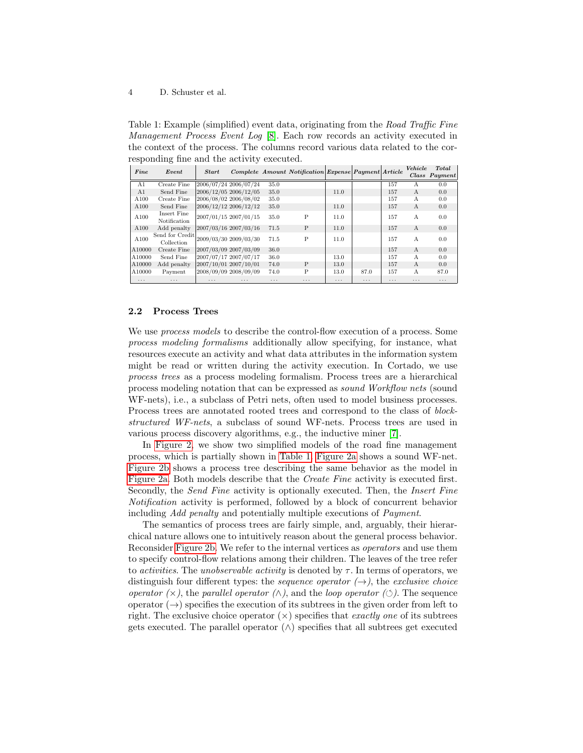Table 1: Example (simplified) event data, originating from the *Road Traffic Fine Management Process Event Log* [8]. Each row records an activity executed in the context of the process. The columns record various data related to the corresponding fine and the activity executed.

| *Fine* | *Event* | *Start* | *Complete* | *Amount* | *Notification* | *Expense* | *Payment* | *Article* | *Vehicle Class* | *Total Payment* |
|---|---|---|---|---|---|---|---|---|---|---|
| A1 | Create Fine | 2006/07/24 | 2006/07/24 | 35.0 | | | | 157 | A | 0.0 |
| A1 | Send Fine | 2006/12/05 | 2006/12/05 | 35.0 | | 11.0 | | 157 | A | 0.0 |
| A100 | Create Fine | 2006/08/02 | 2006/08/02 | 35.0 | | | | 157 | A | 0.0 |
| A100 | Send Fine | 2006/12/12 | 2006/12/12 | 35.0 | | 11.0 | | 157 | A | 0.0 |
| A100 | Insert Fine Notification | 2007/01/15 | 2007/01/15 | 35.0 | P | 11.0 | | 157 | A | 0.0 |
| A100 | Add penalty | 2007/03/16 | 2007/03/16 | 71.5 | P | 11.0 | | 157 | A | 0.0 |
| A100 | Send for Credit Collection | 2009/03/30 | 2009/03/30 | 71.5 | P | 11.0 | | 157 | A | 0.0 |
| A10000 | Create Fine | 2007/03/09 | 2007/03/09 | 36.0 | | | | 157 | A | 0.0 |
| A10000 | Send Fine | 2007/07/17 | 2007/07/17 | 36.0 | | 13.0 | | 157 | A | 0.0 |
| A10000 | Add penalty | 2007/10/01 | 2007/10/01 | 74.0 | P | 13.0 | | 157 | A | 0.0 |
| A10000 | Payment | 2008/09/09 | 2008/09/09 | 74.0 | P | 13.0 | 87.0 | 157 | A | 87.0 |
| ... | ... | ... | ... | ... | ... | ... | ... | ... | ... | ... |

### 2.2 Process Trees

We use *process models* to describe the control-flow execution of a process. Some *process modeling formalisms* additionally allow specifying, for instance, what resources execute an activity and what data attributes in the information system might be read or written during the activity execution. In Cortado, we use *process trees* as a process modeling formalism. Process trees are a hierarchical process modeling notation that can be expressed as *sound Workflow nets* (sound WF-nets), i.e., a subclass of Petri nets, often used to model business processes. Process trees are annotated rooted trees and correspond to the class of *block-structured WF-nets*, a subclass of sound WF-nets. Process trees are used in various process discovery algorithms, e.g., the inductive miner [7].

In Figure 2, we show two simplified models of the road fine management process, which is partially shown in Table 1. Figure 2a shows a sound WF-net. Figure 2b shows a process tree describing the same behavior as the model in Figure 2a. Both models describe that the *Create Fine* activity is executed first. Secondly, the *Send Fine* activity is optionally executed. Then, the *Insert Fine Notification* activity is performed, followed by a block of concurrent behavior including *Add penalty* and potentially multiple executions of *Payment*.

The semantics of process trees are fairly simple, and, arguably, their hierarchical nature allows one to intuitively reason about the general process behavior. Reconsider Figure 2b. We refer to the internal vertices as *operators* and use them to specify control-flow relations among their children. The leaves of the tree refer to *activities*. The *unobservable activity* is denoted by $\tau$. In terms of operators, we distinguish four different types: the *sequence operator* ($\rightarrow$), the *exclusive choice operator* ($\times$), the *parallel operator* ($\wedge$), and the *loop operator* ($\circlearrowleft$). The sequence operator ($\rightarrow$) specifies the execution of its subtrees in the given order from left to right. The exclusive choice operator ($\times$) specifies that *exactly one* of its subtrees gets executed. The parallel operator ($\wedge$) specifies that all subtrees get executed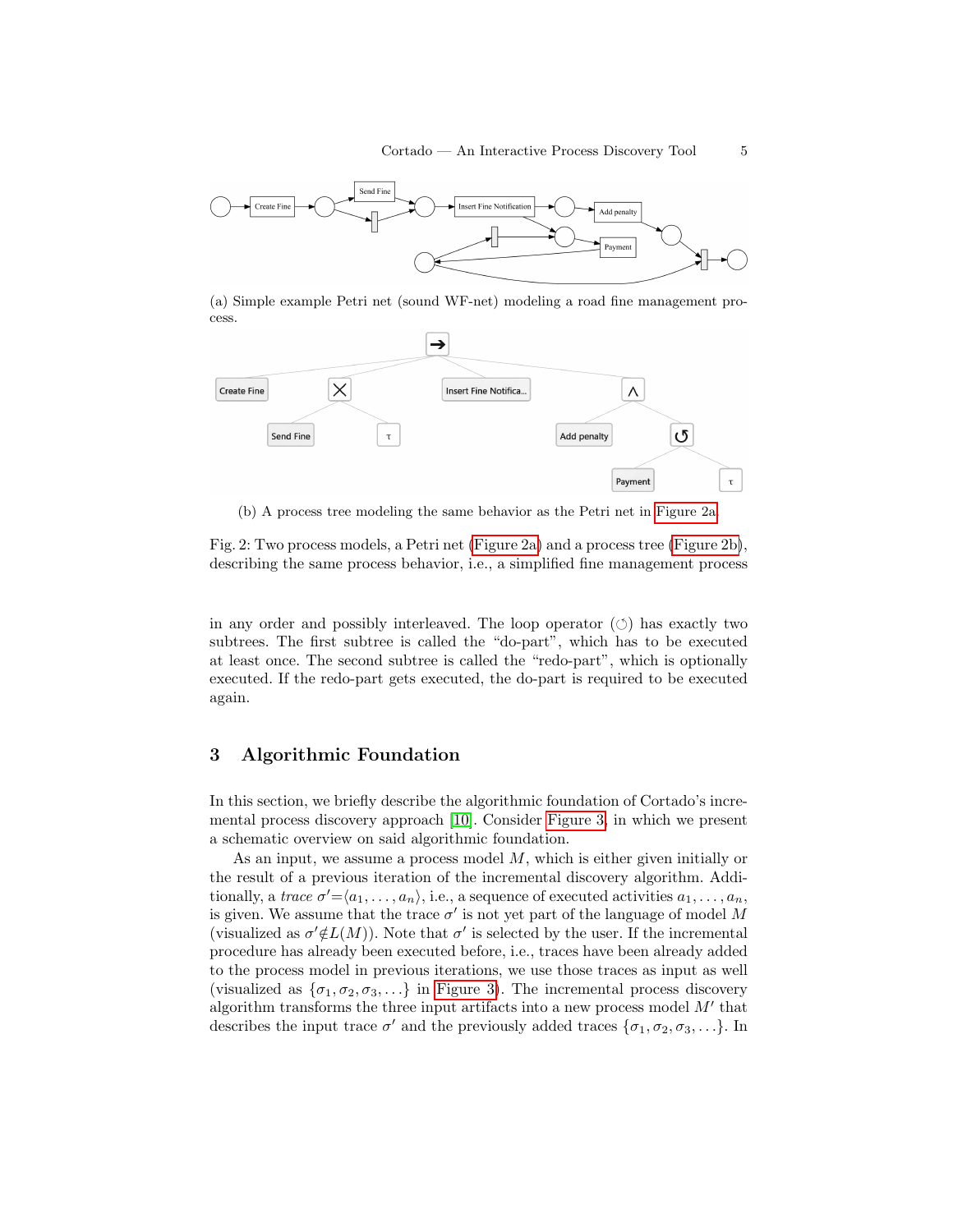(a) Simple example Petri net (sound WF-net) modeling a road fine management process.

(b) A process tree modeling the same behavior as the Petri net in Figure 2a

Fig. 2: Two process models, a Petri net (Figure 2a) and a process tree (Figure 2b), describing the same process behavior, i.e., a simplified fine management process

in any order and possibly interleaved. The loop operator (↺) has exactly two subtrees. The first subtree is called the "do-part", which has to be executed at least once. The second subtree is called the "redo-part", which is optionally executed. If the redo-part gets executed, the do-part is required to be executed again.

## 3 Algorithmic Foundation

In this section, we briefly describe the algorithmic foundation of Cortado's incremental process discovery approach [10]. Consider Figure 3, in which we present a schematic overview on said algorithmic foundation.

As an input, we assume a process model $M$, which is either given initially or the result of a previous iteration of the incremental discovery algorithm. Additionally, a *trace* $\sigma' = \langle a_1, \ldots, a_n \rangle$, i.e., a sequence of executed activities $a_1, \ldots, a_n$, is given. We assume that the trace $\sigma'$ is not yet part of the language of model $M$ (visualized as $\sigma' \notin L(M)$). Note that $\sigma'$ is selected by the user. If the incremental procedure has already been executed before, i.e., traces have been already added to the process model in previous iterations, we use those traces as input as well (visualized as $\{\sigma_1, \sigma_2, \sigma_3, \ldots\}$ in Figure 3). The incremental process discovery algorithm transforms the three input artifacts into a new process model $M'$ that describes the input trace $\sigma'$ and the previously added traces $\{\sigma_1, \sigma_2, \sigma_3, \ldots\}$. In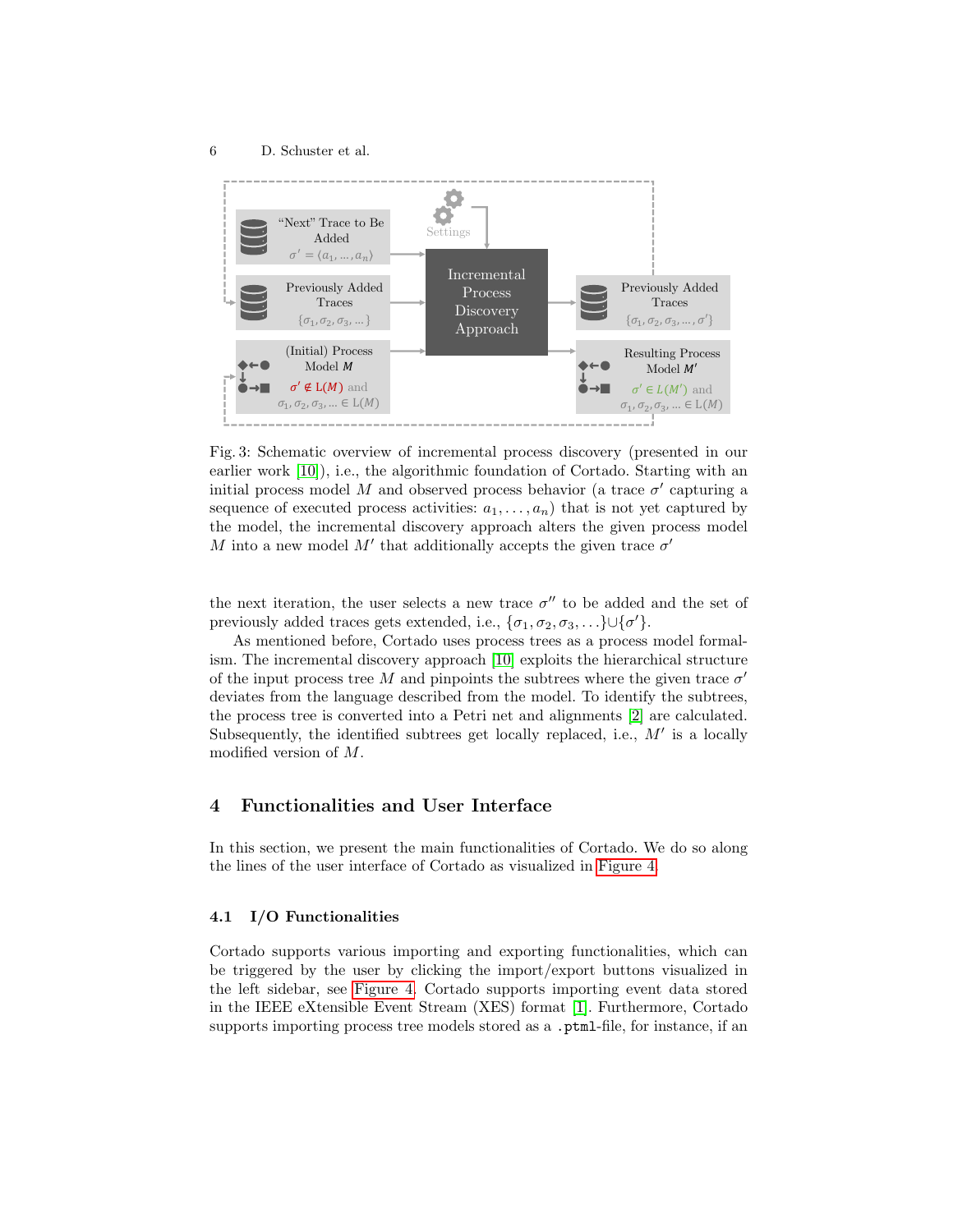Fig. 3: Schematic overview of incremental process discovery (presented in our earlier work [10]), i.e., the algorithmic foundation of Cortado. Starting with an initial process model $M$ and observed process behavior (a trace $\sigma'$ capturing a sequence of executed process activities: $a_1, \ldots, a_n$) that is not yet captured by the model, the incremental discovery approach alters the given process model $M$ into a new model $M'$ that additionally accepts the given trace $\sigma'$

the next iteration, the user selects a new trace $\sigma''$ to be added and the set of previously added traces gets extended, i.e., $\{\sigma_1, \sigma_2, \sigma_3, \ldots\} \cup \{\sigma'\}$.

As mentioned before, Cortado uses process trees as a process model formalism. The incremental discovery approach [10] exploits the hierarchical structure of the input process tree $M$ and pinpoints the subtrees where the given trace $\sigma'$ deviates from the language described from the model. To identify the subtrees, the process tree is converted into a Petri net and alignments [2] are calculated. Subsequently, the identified subtrees get locally replaced, i.e., $M'$ is a locally modified version of $M$.

## 4 Functionalities and User Interface

In this section, we present the main functionalities of Cortado. We do so along the lines of the user interface of Cortado as visualized in Figure 4.

### 4.1 I/O Functionalities

Cortado supports various importing and exporting functionalities, which can be triggered by the user by clicking the import/export buttons visualized in the left sidebar, see Figure 4. Cortado supports importing event data stored in the IEEE eXtensible Event Stream (XES) format [1]. Furthermore, Cortado supports importing process tree models stored as a `.ptml`-file, for instance, if an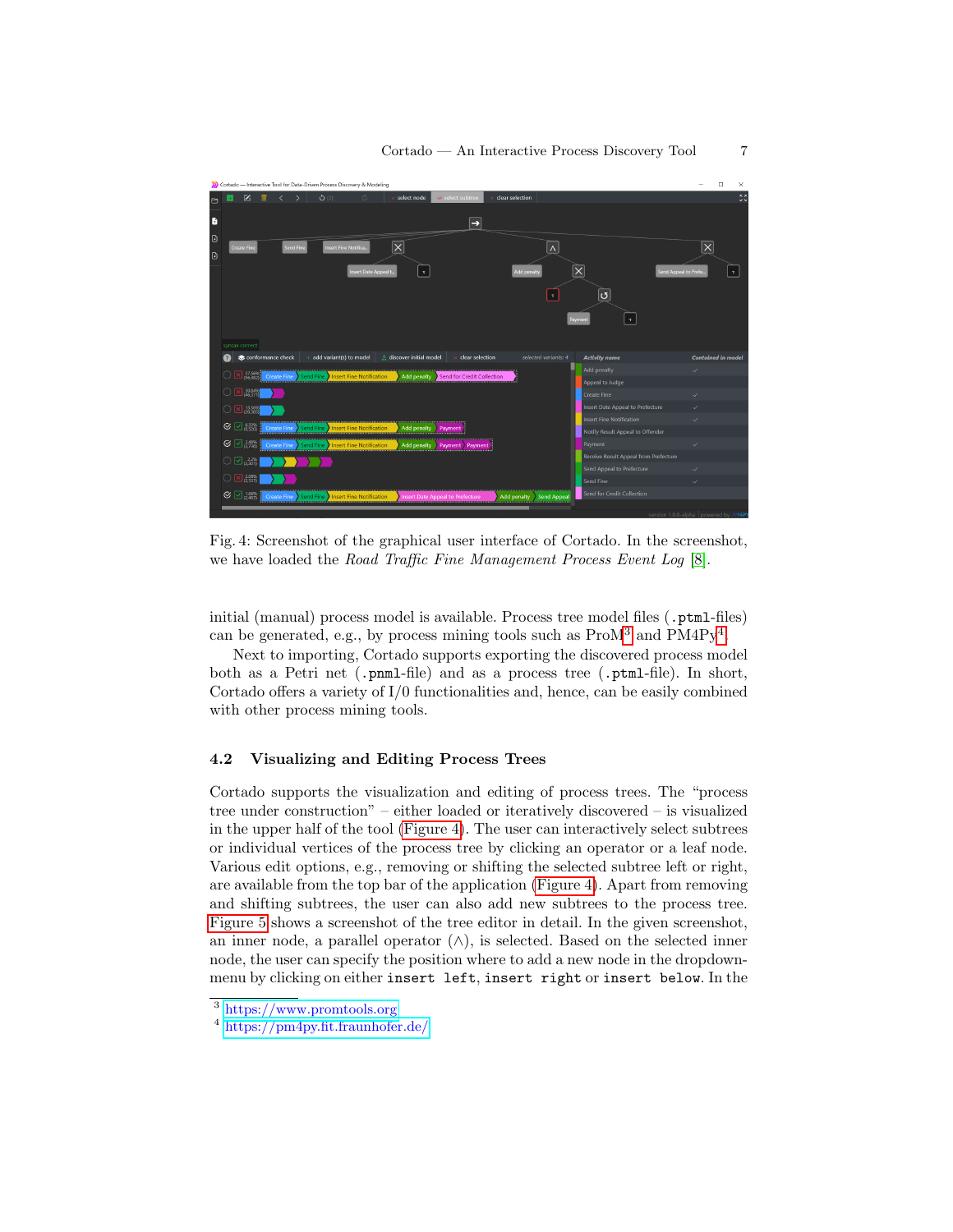Fig. 4: Screenshot of the graphical user interface of Cortado. In the screenshot, we have loaded the *Road Traffic Fine Management Process Event Log* [8].

initial (manual) process model is available. Process tree model files (`.ptml`-files) can be generated, e.g., by process mining tools such as ProM[3] and PM4Py[4].

Next to importing, Cortado supports exporting the discovered process model both as a Petri net (`.pnml`-file) and as a process tree (`.ptml`-file). In short, Cortado offers a variety of I/0 functionalities and, hence, can be easily combined with other process mining tools.

### 4.2 Visualizing and Editing Process Trees

Cortado supports the visualization and editing of process trees. The "process tree under construction" – either loaded or iteratively discovered – is visualized in the upper half of the tool (Figure 4). The user can interactively select subtrees or individual vertices of the process tree by clicking an operator or a leaf node. Various edit options, e.g., removing or shifting the selected subtree left or right, are available from the top bar of the application (Figure 4). Apart from removing and shifting subtrees, the user can also add new subtrees to the process tree. Figure 5 shows a screenshot of the tree editor in detail. In the given screenshot, an inner node, a parallel operator ($\wedge$), is selected. Based on the selected inner node, the user can specify the position where to add a new node in the dropdown-menu by clicking on either `insert left`, `insert right` or `insert below`. In the

[3] https://www.promtools.org

[4] https://pm4py.fit.fraunhofer.de/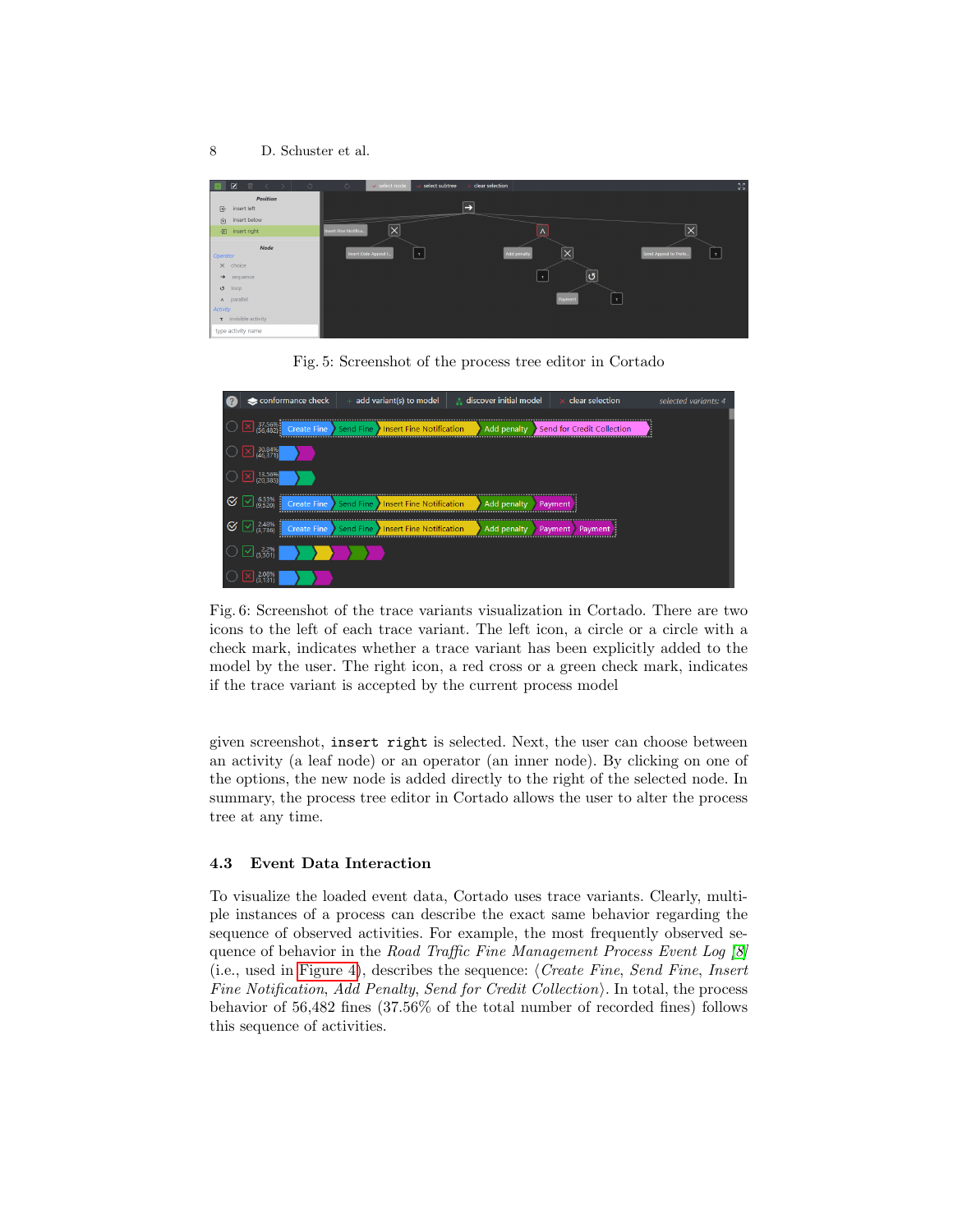Fig. 5: Screenshot of the process tree editor in Cortado

Fig. 6: Screenshot of the trace variants visualization in Cortado. There are two icons to the left of each trace variant. The left icon, a circle or a circle with a check mark, indicates whether a trace variant has been explicitly added to the model by the user. The right icon, a red cross or a green check mark, indicates if the trace variant is accepted by the current process model

given screenshot, `insert right` is selected. Next, the user can choose between an activity (a leaf node) or an operator (an inner node). By clicking on one of the options, the new node is added directly to the right of the selected node. In summary, the process tree editor in Cortado allows the user to alter the process tree at any time.

### 4.3 Event Data Interaction

To visualize the loaded event data, Cortado uses trace variants. Clearly, multiple instances of a process can describe the exact same behavior regarding the sequence of observed activities. For example, the most frequently observed sequence of behavior in the *Road Traffic Fine Management Process Event Log* [8] (i.e., used in Figure 4), describes the sequence: ⟨*Create Fine*, *Send Fine*, *Insert Fine Notification*, *Add Penalty*, *Send for Credit Collection*⟩. In total, the process behavior of 56,482 fines (37.56% of the total number of recorded fines) follows this sequence of activities.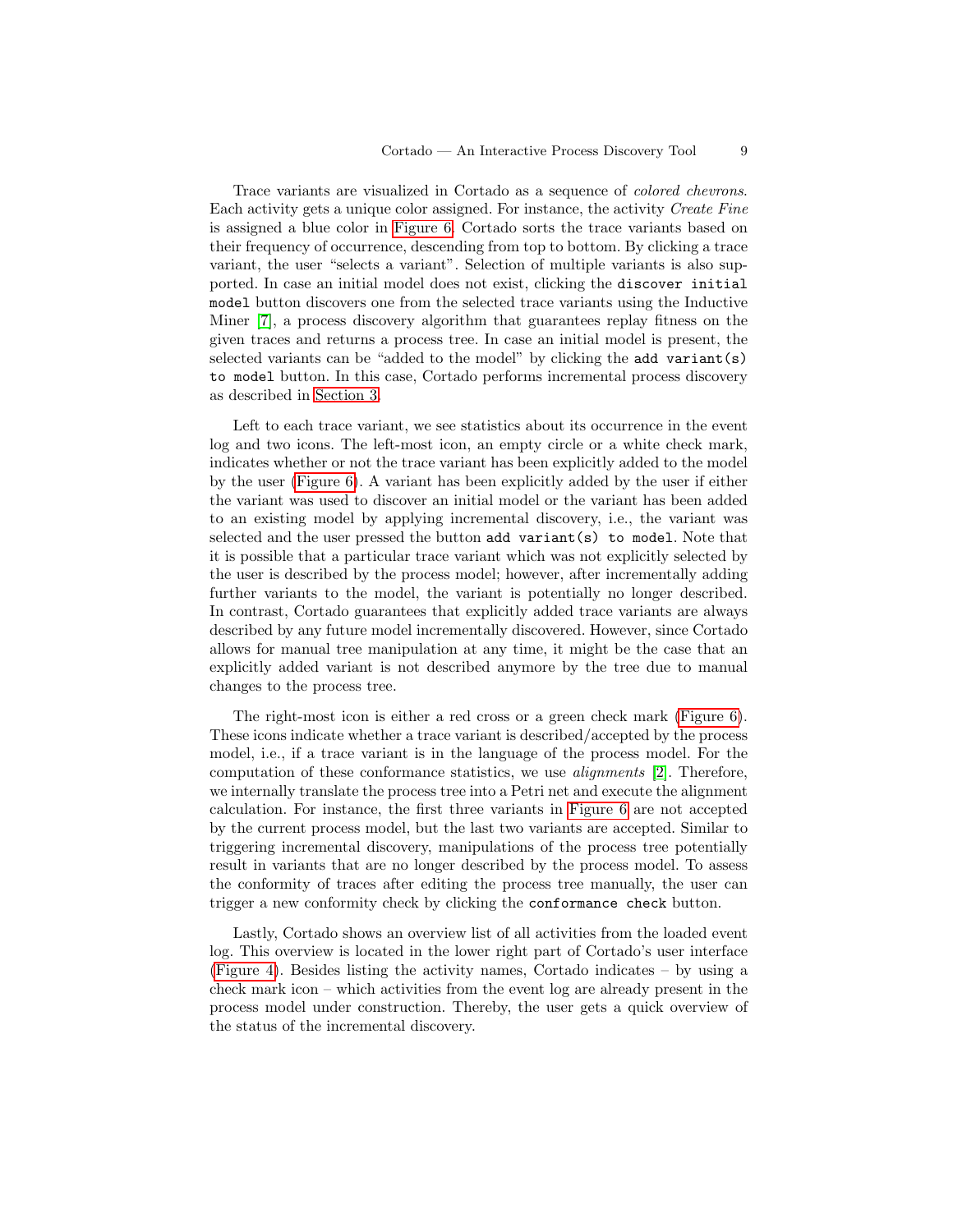Trace variants are visualized in Cortado as a sequence of *colored chevrons*. Each activity gets a unique color assigned. For instance, the activity *Create Fine* is assigned a blue color in Figure 6. Cortado sorts the trace variants based on their frequency of occurrence, descending from top to bottom. By clicking a trace variant, the user "selects a variant". Selection of multiple variants is also supported. In case an initial model does not exist, clicking the `discover initial model` button discovers one from the selected trace variants using the Inductive Miner [7], a process discovery algorithm that guarantees replay fitness on the given traces and returns a process tree. In case an initial model is present, the selected variants can be "added to the model" by clicking the `add variant(s) to model` button. In this case, Cortado performs incremental process discovery as described in Section 3.

Left to each trace variant, we see statistics about its occurrence in the event log and two icons. The left-most icon, an empty circle or a white check mark, indicates whether or not the trace variant has been explicitly added to the model by the user (Figure 6). A variant has been explicitly added by the user if either the variant was used to discover an initial model or the variant has been added to an existing model by applying incremental discovery, i.e., the variant was selected and the user pressed the button `add variant(s) to model`. Note that it is possible that a particular trace variant which was not explicitly selected by the user is described by the process model; however, after incrementally adding further variants to the model, the variant is potentially no longer described. In contrast, Cortado guarantees that explicitly added trace variants are always described by any future model incrementally discovered. However, since Cortado allows for manual tree manipulation at any time, it might be the case that an explicitly added variant is not described anymore by the tree due to manual changes to the process tree.

The right-most icon is either a red cross or a green check mark (Figure 6). These icons indicate whether a trace variant is described/accepted by the process model, i.e., if a trace variant is in the language of the process model. For the computation of these conformance statistics, we use *alignments* [2]. Therefore, we internally translate the process tree into a Petri net and execute the alignment calculation. For instance, the first three variants in Figure 6 are not accepted by the current process model, but the last two variants are accepted. Similar to triggering incremental discovery, manipulations of the process tree potentially result in variants that are no longer described by the process model. To assess the conformity of traces after editing the process tree manually, the user can trigger a new conformity check by clicking the `conformance check` button.

Lastly, Cortado shows an overview list of all activities from the loaded event log. This overview is located in the lower right part of Cortado's user interface (Figure 4). Besides listing the activity names, Cortado indicates – by using a check mark icon – which activities from the event log are already present in the process model under construction. Thereby, the user gets a quick overview of the status of the incremental discovery.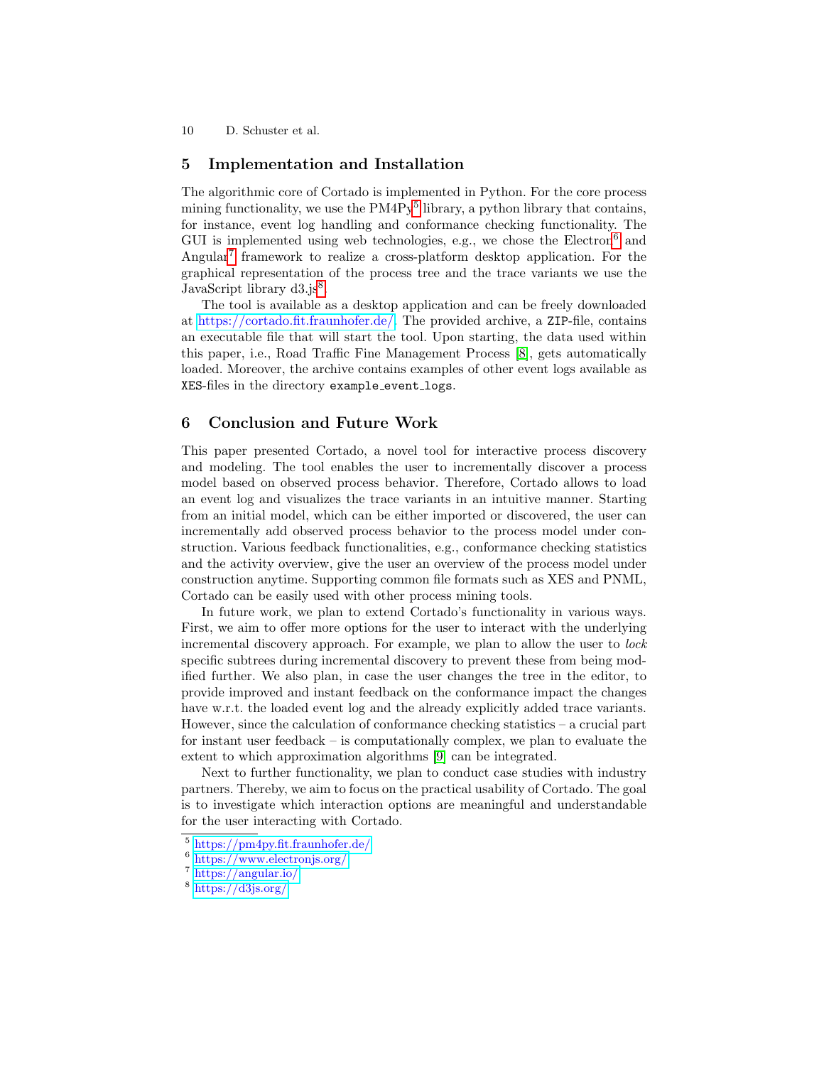## 5 Implementation and Installation

The algorithmic core of Cortado is implemented in Python. For the core process mining functionality, we use the PM4Py[5] library, a python library that contains, for instance, event log handling and conformance checking functionality. The GUI is implemented using web technologies, e.g., we chose the Electron[6] and Angular[7] framework to realize a cross-platform desktop application. For the graphical representation of the process tree and the trace variants we use the JavaScript library d3.js[8].

The tool is available as a desktop application and can be freely downloaded at https://cortado.fit.fraunhofer.de/. The provided archive, a `ZIP`-file, contains an executable file that will start the tool. Upon starting, the data used within this paper, i.e., Road Traffic Fine Management Process [8], gets automatically loaded. Moreover, the archive contains examples of other event logs available as `XES`-files in the directory `example_event_logs`.

## 6 Conclusion and Future Work

This paper presented Cortado, a novel tool for interactive process discovery and modeling. The tool enables the user to incrementally discover a process model based on observed process behavior. Therefore, Cortado allows to load an event log and visualizes the trace variants in an intuitive manner. Starting from an initial model, which can be either imported or discovered, the user can incrementally add observed process behavior to the process model under construction. Various feedback functionalities, e.g., conformance checking statistics and the activity overview, give the user an overview of the process model under construction anytime. Supporting common file formats such as XES and PNML, Cortado can be easily used with other process mining tools.

In future work, we plan to extend Cortado's functionality in various ways. First, we aim to offer more options for the user to interact with the underlying incremental discovery approach. For example, we plan to allow the user to *lock* specific subtrees during incremental discovery to prevent these from being modified further. We also plan, in case the user changes the tree in the editor, to provide improved and instant feedback on the conformance impact the changes have w.r.t. the loaded event log and the already explicitly added trace variants. However, since the calculation of conformance checking statistics – a crucial part for instant user feedback – is computationally complex, we plan to evaluate the extent to which approximation algorithms [9] can be integrated.

Next to further functionality, we plan to conduct case studies with industry partners. Thereby, we aim to focus on the practical usability of Cortado. The goal is to investigate which interaction options are meaningful and understandable for the user interacting with Cortado.

---

[5] https://pm4py.fit.fraunhofer.de/
[6] https://www.electronjs.org/
[7] https://angular.io/
[8] https://d3js.org/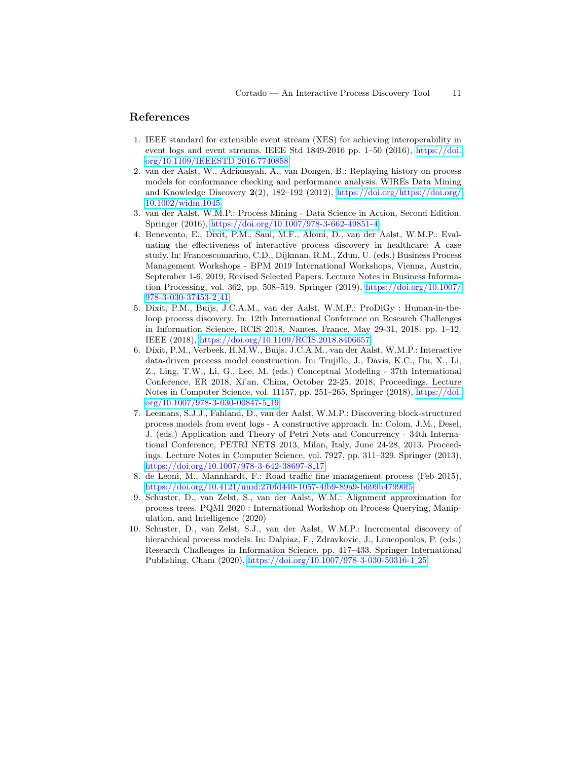## References

1. IEEE standard for extensible event stream (XES) for achieving interoperability in event logs and event streams. IEEE Std 1849-2016 pp. 1–50 (2016), https://doi.org/10.1109/IEEESTD.2016.7740858
2. van der Aalst, W., Adriansyah, A., van Dongen, B.: Replaying history on process models for conformance checking and performance analysis. WIREs Data Mining and Knowledge Discovery **2**(2), 182–192 (2012), https://doi.org/https://doi.org/10.1002/widm.1045
3. van der Aalst, W.M.P.: Process Mining - Data Science in Action, Second Edition. Springer (2016), https://doi.org/10.1007/978-3-662-49851-4
4. Benevento, E., Dixit, P.M., Sani, M.F., Aloini, D., van der Aalst, W.M.P.: Evaluating the effectiveness of interactive process discovery in healthcare: A case study. In: Francescomarino, C.D., Dijkman, R.M., Zdun, U. (eds.) Business Process Management Workshops - BPM 2019 International Workshops, Vienna, Austria, September 1-6, 2019, Revised Selected Papers. Lecture Notes in Business Information Processing, vol. 362, pp. 508–519. Springer (2019), https://doi.org/10.1007/978-3-030-37453-2_41
5. Dixit, P.M., Buijs, J.C.A.M., van der Aalst, W.M.P.: ProDiGy : Human-in-the-loop process discovery. In: 12th International Conference on Research Challenges in Information Science, RCIS 2018, Nantes, France, May 29-31, 2018. pp. 1–12. IEEE (2018), https://doi.org/10.1109/RCIS.2018.8406657
6. Dixit, P.M., Verbeek, H.M.W., Buijs, J.C.A.M., van der Aalst, W.M.P.: Interactive data-driven process model construction. In: Trujillo, J., Davis, K.C., Du, X., Li, Z., Ling, T.W., Li, G., Lee, M. (eds.) Conceptual Modeling - 37th International Conference, ER 2018, Xi'an, China, October 22-25, 2018, Proceedings. Lecture Notes in Computer Science, vol. 11157, pp. 251–265. Springer (2018), https://doi.org/10.1007/978-3-030-00847-5_19
7. Leemans, S.J.J., Fahland, D., van der Aalst, W.M.P.: Discovering block-structured process models from event logs - A constructive approach. In: Colom, J.M., Desel, J. (eds.) Application and Theory of Petri Nets and Concurrency - 34th International Conference, PETRI NETS 2013, Milan, Italy, June 24-28, 2013. Proceedings. Lecture Notes in Computer Science, vol. 7927, pp. 311–329. Springer (2013), https://doi.org/10.1007/978-3-642-38697-8_17
8. de Leoni, M., Mannhardt, F.: Road traffic fine management process (Feb 2015), https://doi.org/10.4121/uuid:270fd440-1057-4fb9-89a9-b699b47990f5
9. Schuster, D., van Zelst, S., van der Aalst, W.M.: Alignment approximation for process trees. PQMI 2020 : International Workshop on Process Querying, Manipulation, and Intelligence (2020)
10. Schuster, D., van Zelst, S.J., van der Aalst, W.M.P.: Incremental discovery of hierarchical process models. In: Dalpiaz, F., Zdravkovic, J., Loucopoulos, P. (eds.) Research Challenges in Information Science. pp. 417–433. Springer International Publishing, Cham (2020), https://doi.org/10.1007/978-3-030-50316-1_25